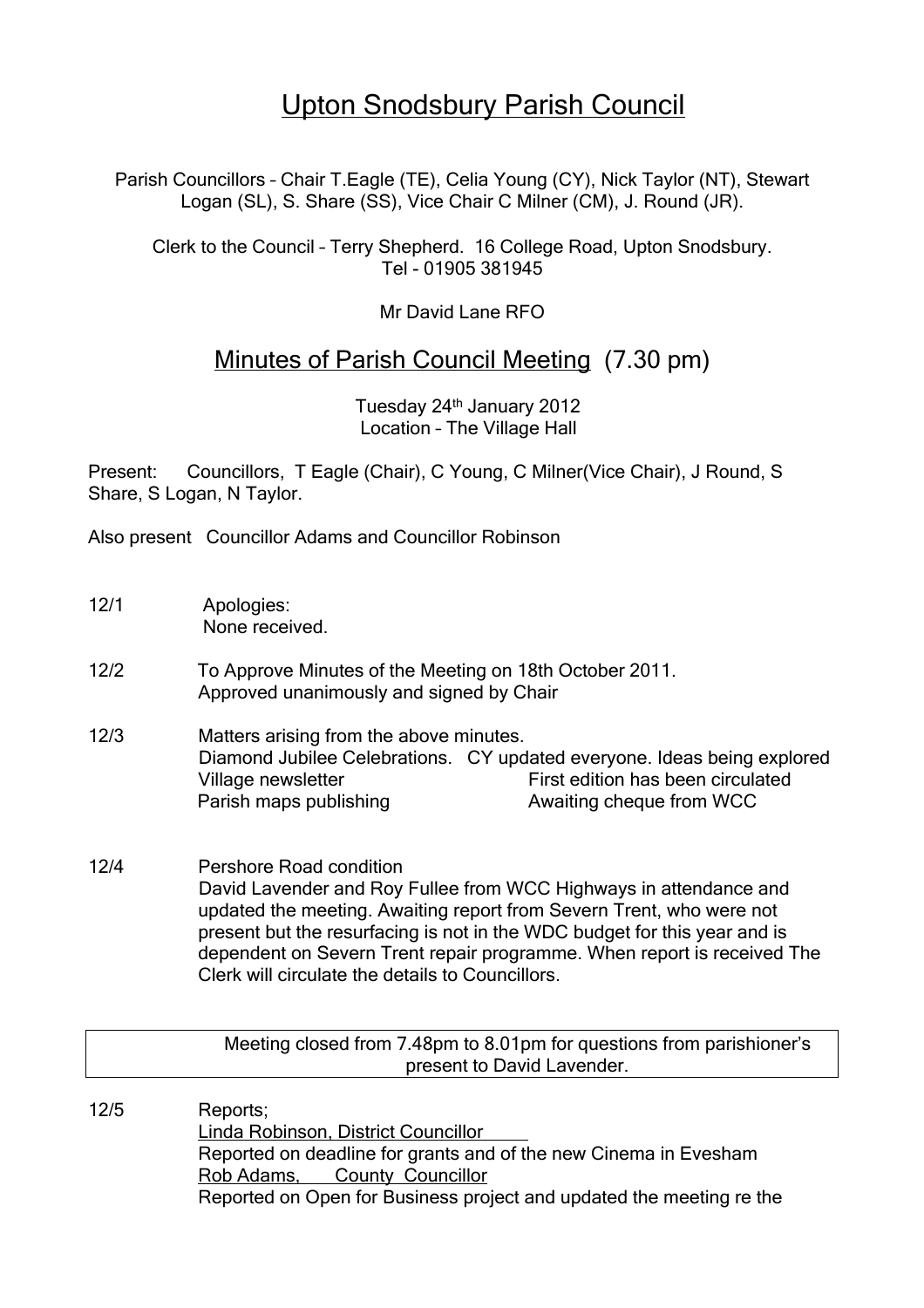# Upton Snodsbury Parish Council

Parish Councillors – Chair T.Eagle (TE), Celia Young (CY), Nick Taylor (NT), Stewart Logan (SL), S. Share (SS), Vice Chair C Milner (CM), J. Round (JR).

Clerk to the Council – Terry Shepherd. 16 College Road, Upton Snodsbury. Tel – 01905 381945

Mr David Lane RFO

## Minutes of Parish Council Meeting (7.30 pm)

Tuesday 24th January 2012
Location – The Village Hall

Present: Councillors, T Eagle (Chair), C Young, C Milner(Vice Chair), J Round, S Share, S Logan, N Taylor.

Also present Councillor Adams and Councillor Robinson

12/1 Apologies:
None received.

12/2 To Approve Minutes of the Meeting on 18th October 2011.
Approved unanimously and signed by Chair

12/3 Matters arising from the above minutes.
Diamond Jubilee Celebrations. CY updated everyone. Ideas being explored
Village newsletter — First edition has been circulated
Parish maps publishing — Awaiting cheque from WCC

12/4 Pershore Road condition
David Lavender and Roy Fullee from WCC Highways in attendance and updated the meeting. Awaiting report from Severn Trent, who were not present but the resurfacing is not in the WDC budget for this year and is dependent on Severn Trent repair programme. When report is received The Clerk will circulate the details to Councillors.

Meeting closed from 7.48pm to 8.01pm for questions from parishioner's present to David Lavender.

12/5 Reports;
Linda Robinson, District Councillor
Reported on deadline for grants and of the new Cinema in Evesham
Rob Adams, County Councillor
Reported on Open for Business project and updated the meeting re the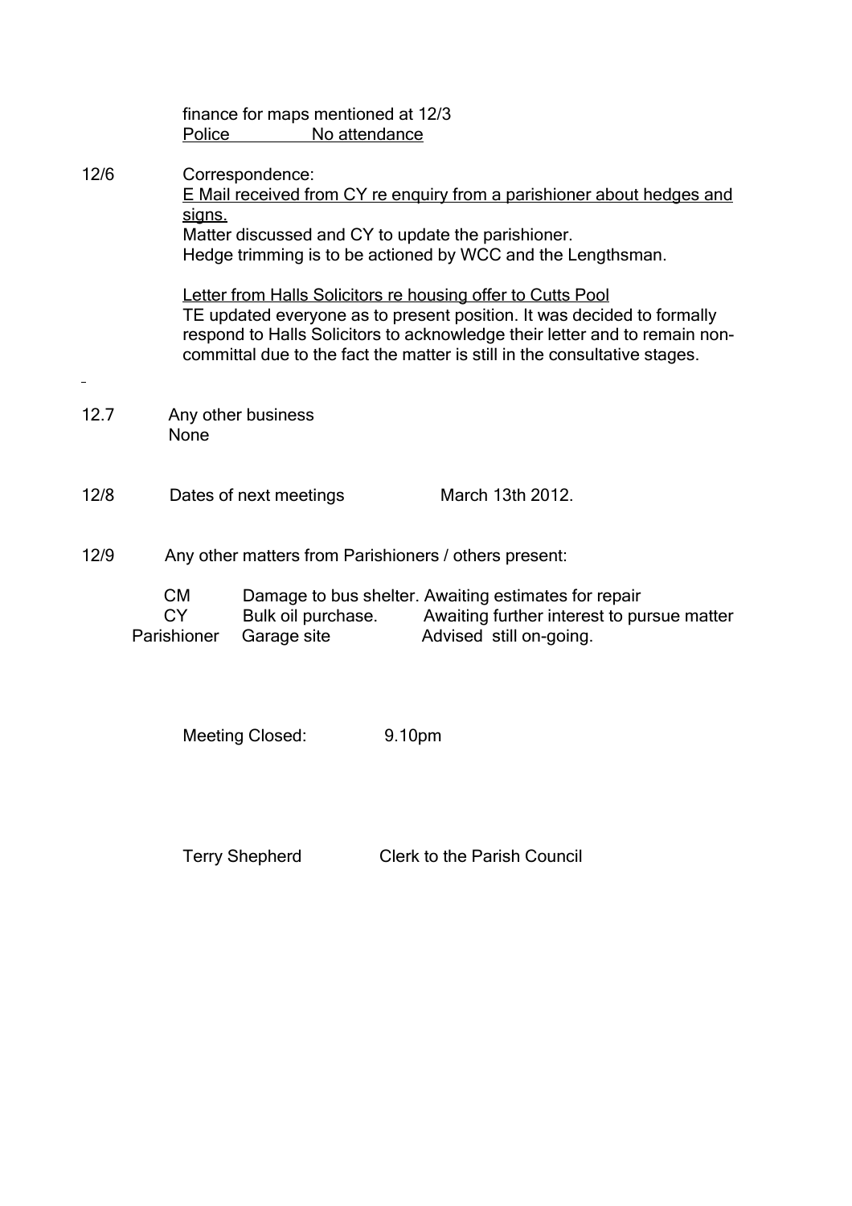finance for maps mentioned at 12/3

Police No attendance

12/6 Correspondence:

E Mail received from CY re enquiry from a parishioner about hedges and signs.

Matter discussed and CY to update the parishioner.
Hedge trimming is to be actioned by WCC and the Lengthsman.

Letter from Halls Solicitors re housing offer to Cutts Pool

TE updated everyone as to present position. It was decided to formally respond to Halls Solicitors to acknowledge their letter and to remain non-committal due to the fact the matter is still in the consultative stages.

12.7 Any other business

None

12/8 Dates of next meetings March 13th 2012.

12/9 Any other matters from Parishioners / others present:

| | | |
|---|---|---|
| CM | Damage to bus shelter. Awaiting estimates for repair | |
| CY | Bulk oil purchase. | Awaiting further interest to pursue matter |
| Parishioner | Garage site | Advised still on-going. |

Meeting Closed: 9.10pm

Terry Shepherd Clerk to the Parish Council